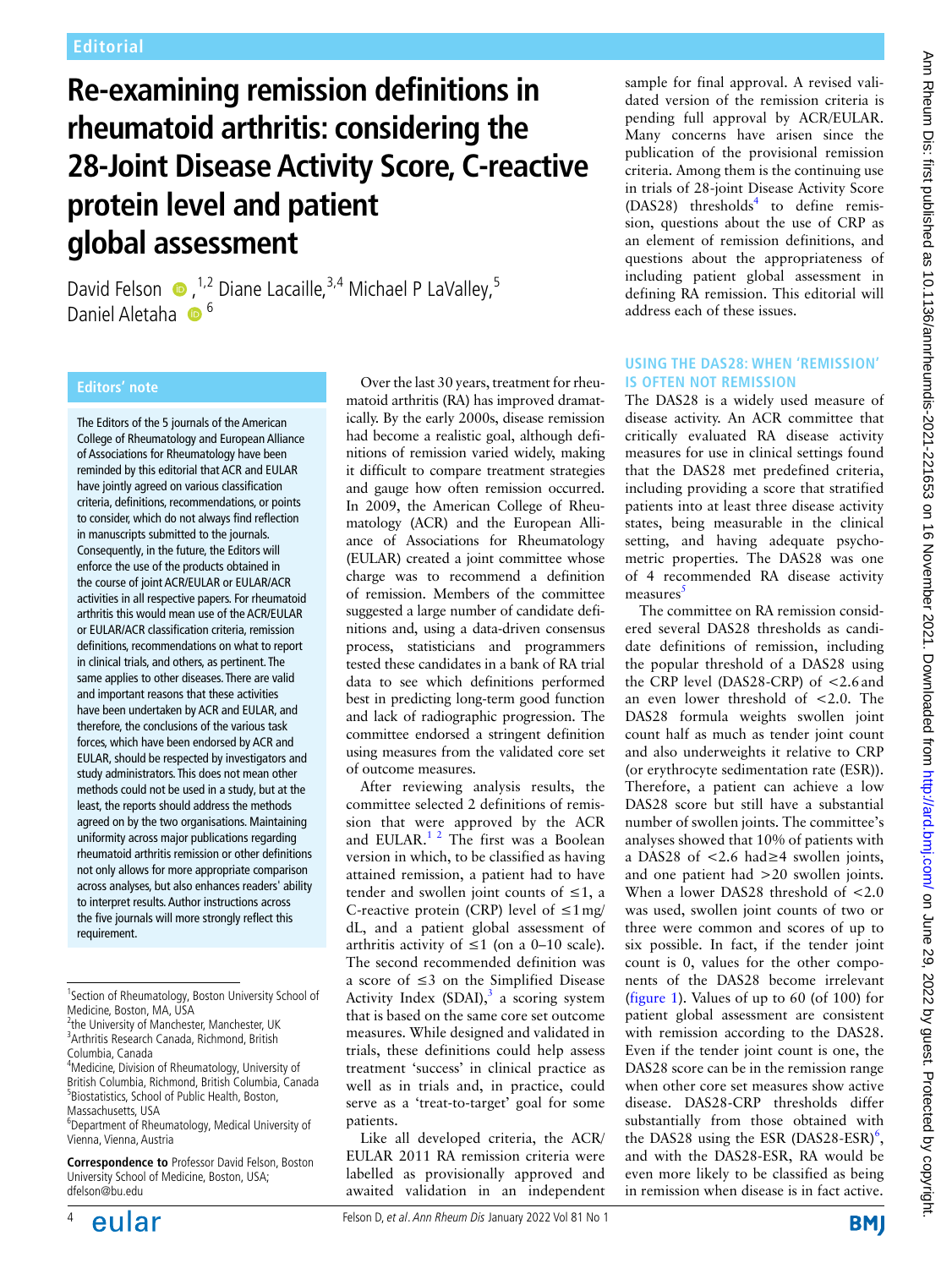Editorial

# Re-examining remission definitions in rheumatoid arthritis: considering the 28-Joint Disease Activity Score, C-reactive protein level and patient global assessment

David Felson[1,2] Diane Lacaille,[3,4] Michael P LaValley,[5] Daniel Aletaha[6]

## Editors' note

The Editors of the 5 journals of the American College of Rheumatology and European Alliance of Associations for Rheumatology have been reminded by this editorial that ACR and EULAR have jointly agreed on various classification criteria, definitions, recommendations, or points to consider, which do not always find reflection in manuscripts submitted to the journals. Consequently, in the future, the Editors will enforce the use of the products obtained in the course of joint ACR/EULAR or EULAR/ACR activities in all respective papers. For rheumatoid arthritis this would mean use of the ACR/EULAR or EULAR/ACR classification criteria, remission definitions, recommendations on what to report in clinical trials, and others, as pertinent. The same applies to other diseases. There are valid and important reasons that these activities have been undertaken by ACR and EULAR, and therefore, the conclusions of the various task forces, which have been endorsed by ACR and EULAR, should be respected by investigators and study administrators. This does not mean other methods could not be used in a study, but at the least, the reports should address the methods agreed on by the two organisations. Maintaining uniformity across major publications regarding rheumatoid arthritis remission or other definitions not only allows for more appropriate comparison across analyses, but also enhances readers' ability to interpret results. Author instructions across the five journals will more strongly reflect this requirement.

[1]Section of Rheumatology, Boston University School of Medicine, Boston, MA, USA
[2]the University of Manchester, Manchester, UK
[3]Arthritis Research Canada, Richmond, British Columbia, Canada
[4]Medicine, Division of Rheumatology, University of British Columbia, Richmond, British Columbia, Canada
[5]Biostatistics, School of Public Health, Boston, Massachusetts, USA
[6]Department of Rheumatology, Medical University of Vienna, Vienna, Austria

**Correspondence to** Professor David Felson, Boston University School of Medicine, Boston, USA; dfelson@bu.edu

Over the last 30 years, treatment for rheumatoid arthritis (RA) has improved dramatically. By the early 2000s, disease remission had become a realistic goal, although definitions of remission varied widely, making it difficult to compare treatment strategies and gauge how often remission occurred. In 2009, the American College of Rheumatology (ACR) and the European Alliance of Associations for Rheumatology (EULAR) created a joint committee whose charge was to recommend a definition of remission. Members of the committee suggested a large number of candidate definitions and, using a data-driven consensus process, statisticians and programmers tested these candidates in a bank of RA trial data to see which definitions performed best in predicting long-term good function and lack of radiographic progression. The committee endorsed a stringent definition using measures from the validated core set of outcome measures.

After reviewing analysis results, the committee selected 2 definitions of remission that were approved by the ACR and EULAR.[1 2] The first was a Boolean version in which, to be classified as having attained remission, a patient had to have tender and swollen joint counts of ≤1, a C-reactive protein (CRP) level of ≤1 mg/dL, and a patient global assessment of arthritis activity of ≤1 (on a 0–10 scale). The second recommended definition was a score of ≤3 on the Simplified Disease Activity Index (SDAI),[3] a scoring system that is based on the same core set outcome measures. While designed and validated in trials, these definitions could help assess treatment 'success' in clinical practice as well as in trials and, in practice, could serve as a 'treat-to-target' goal for some patients.

Like all developed criteria, the ACR/EULAR 2011 RA remission criteria were labelled as provisionally approved and awaited validation in an independent sample for final approval. A revised validated version of the remission criteria is pending full approval by ACR/EULAR. Many concerns have arisen since the publication of the provisional remission criteria. Among them is the continuing use in trials of 28-joint Disease Activity Score (DAS28) thresholds[4] to define remission, questions about the use of CRP as an element of remission definitions, and questions about the appropriateness of including patient global assessment in defining RA remission. This editorial will address each of these issues.

## USING THE DAS28: WHEN 'REMISSION' IS OFTEN NOT REMISSION

The DAS28 is a widely used measure of disease activity. An ACR committee that critically evaluated RA disease activity measures for use in clinical settings found that the DAS28 met predefined criteria, including providing a score that stratified patients into at least three disease activity states, being measurable in the clinical setting, and having adequate psychometric properties. The DAS28 was one of 4 recommended RA disease activity measures[5]

The committee on RA remission considered several DAS28 thresholds as candidate definitions of remission, including the popular threshold of a DAS28 using the CRP level (DAS28-CRP) of <2.6 and an even lower threshold of <2.0. The DAS28 formula weights swollen joint count half as much as tender joint count and also underweights it relative to CRP (or erythrocyte sedimentation rate (ESR)). Therefore, a patient can achieve a low DAS28 score but still have a substantial number of swollen joints. The committee's analyses showed that 10% of patients with a DAS28 of <2.6 had≥4 swollen joints, and one patient had >20 swollen joints. When a lower DAS28 threshold of <2.0 was used, swollen joint counts of two or three were common and scores of up to six possible. In fact, if the tender joint count is 0, values for the other components of the DAS28 become irrelevant (figure 1). Values of up to 60 (of 100) for patient global assessment are consistent with remission according to the DAS28. Even if the tender joint count is one, the DAS28 score can be in the remission range when other core set measures show active disease. DAS28-CRP thresholds differ substantially from those obtained with the DAS28 using the ESR (DAS28-ESR)[6], and with the DAS28-ESR, RA would be even more likely to be classified as being in remission when disease is in fact active.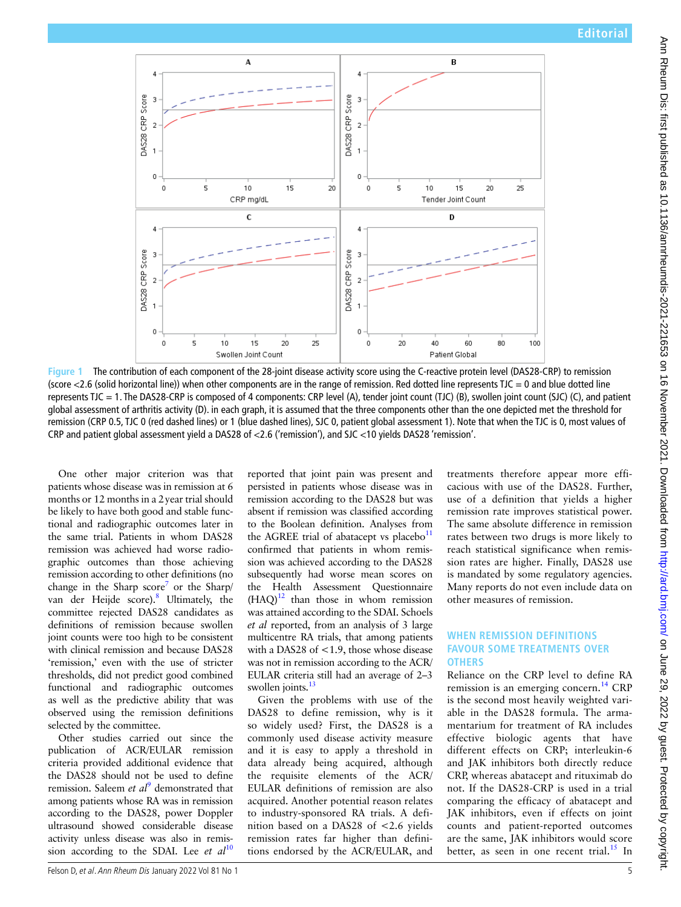Figure 1 The contribution of each component of the 28-joint disease activity score using the C-reactive protein level (DAS28-CRP) to remission (score <2.6 (solid horizontal line)) when other components are in the range of remission. Red dotted line represents TJC = 0 and blue dotted line represents TJC = 1. The DAS28-CRP is composed of 4 components: CRP level (A), tender joint count (TJC) (B), swollen joint count (SJC) (C), and patient global assessment of arthritis activity (D). in each graph, it is assumed that the three components other than the one depicted met the threshold for remission (CRP 0.5, TJC 0 (red dashed lines) or 1 (blue dashed lines), SJC 0, patient global assessment 1). Note that when the TJC is 0, most values of CRP and patient global assessment yield a DAS28 of <2.6 ('remission'), and SJC <10 yields DAS28 'remission'.

One other major criterion was that patients whose disease was in remission at 6 months or 12 months in a 2 year trial should be likely to have both good and stable functional and radiographic outcomes later in the same trial. Patients in whom DAS28 remission was achieved had worse radiographic outcomes than those achieving remission according to other definitions (no change in the Sharp score[7] or the Sharp/van der Heijde score).[8] Ultimately, the committee rejected DAS28 candidates as definitions of remission because swollen joint counts were too high to be consistent with clinical remission and because DAS28 'remission,' even with the use of stricter thresholds, did not predict good combined functional and radiographic outcomes as well as the predictive ability that was observed using the remission definitions selected by the committee.

Other studies carried out since the publication of ACR/EULAR remission criteria provided additional evidence that the DAS28 should not be used to define remission. Saleem *et al*[9] demonstrated that among patients whose RA was in remission according to the DAS28, power Doppler ultrasound showed considerable disease activity unless disease was also in remission according to the SDAI. Lee *et al*[10] reported that joint pain was present and persisted in patients whose disease was in remission according to the DAS28 but was absent if remission was classified according to the Boolean definition. Analyses from the AGREE trial of abatacept vs placebo[11] confirmed that patients in whom remission was achieved according to the DAS28 subsequently had worse mean scores on the Health Assessment Questionnaire (HAQ)[12] than those in whom remission was attained according to the SDAI. Schoels *et al* reported, from an analysis of 3 large multicentre RA trials, that among patients with a DAS28 of <1.9, those whose disease was not in remission according to the ACR/EULAR criteria still had an average of 2–3 swollen joints.[13]

Given the problems with use of the DAS28 to define remission, why is it so widely used? First, the DAS28 is a commonly used disease activity measure and it is easy to apply a threshold in data already being acquired, although the requisite elements of the ACR/EULAR definitions of remission are also acquired. Another potential reason relates to industry-sponsored RA trials. A definition based on a DAS28 of <2.6 yields remission rates far higher than definitions endorsed by the ACR/EULAR, and treatments therefore appear more efficacious with use of the DAS28. Further, use of a definition that yields a higher remission rate improves statistical power. The same absolute difference in remission rates between two drugs is more likely to reach statistical significance when remission rates are higher. Finally, DAS28 use is mandated by some regulatory agencies. Many reports do not even include data on other measures of remission.

## WHEN REMISSION DEFINITIONS FAVOUR SOME TREATMENTS OVER OTHERS

Reliance on the CRP level to define RA remission is an emerging concern.[14] CRP is the second most heavily weighted variable in the DAS28 formula. The armamentarium for treatment of RA includes effective biologic agents that have different effects on CRP; interleukin-6 and JAK inhibitors both directly reduce CRP, whereas abatacept and rituximab do not. If the DAS28-CRP is used in a trial comparing the efficacy of abatacept and JAK inhibitors, even if effects on joint counts and patient-reported outcomes are the same, JAK inhibitors would score better, as seen in one recent trial.[15] In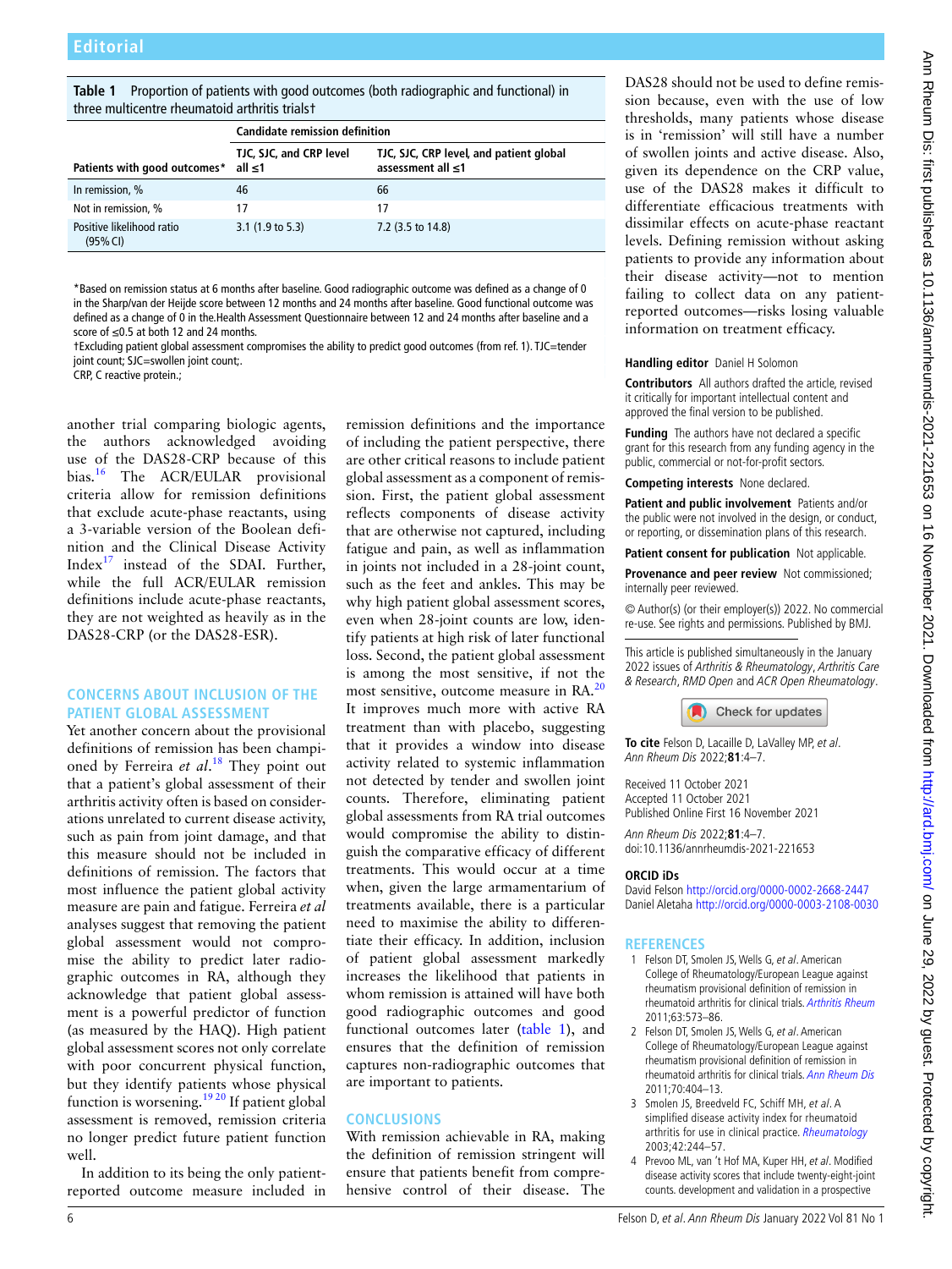**Table 1** Proportion of patients with good outcomes (both radiographic and functional) in three multicentre rheumatoid arthritis trials†

| | Candidate remission definition | |
|---|---|---|
| Patients with good outcomes* | TJC, SJC, and CRP level all ≤1 | TJC, SJC, CRP level, and patient global assessment all ≤1 |
| In remission, % | 46 | 66 |
| Not in remission, % | 17 | 17 |
| Positive likelihood ratio (95% CI) | 3.1 (1.9 to 5.3) | 7.2 (3.5 to 14.8) |

*Based on remission status at 6 months after baseline. Good radiographic outcome was defined as a change of 0 in the Sharp/van der Heijde score between 12 months and 24 months after baseline. Good functional outcome was defined as a change of 0 in the.Health Assessment Questionnaire between 12 and 24 months after baseline and a score of ≤0.5 at both 12 and 24 months.
†Excluding patient global assessment compromises the ability to predict good outcomes (from ref. 1). TJC=tender joint count; SJC=swollen joint count;.
CRP, C reactive protein.;

another trial comparing biologic agents, the authors acknowledged avoiding use of the DAS28-CRP because of this bias.[16] The ACR/EULAR provisional criteria allow for remission definitions that exclude acute-phase reactants, using a 3-variable version of the Boolean definition and the Clinical Disease Activity Index[17] instead of the SDAI. Further, while the full ACR/EULAR remission definitions include acute-phase reactants, they are not weighted as heavily as in the DAS28-CRP (or the DAS28-ESR).

## CONCERNS ABOUT INCLUSION OF THE PATIENT GLOBAL ASSESSMENT

Yet another concern about the provisional definitions of remission has been championed by Ferreira *et al*.[18] They point out that a patient's global assessment of their arthritis activity often is based on considerations unrelated to current disease activity, such as pain from joint damage, and that this measure should not be included in definitions of remission. The factors that most influence the patient global activity measure are pain and fatigue. Ferreira *et al* analyses suggest that removing the patient global assessment would not compromise the ability to predict later radiographic outcomes in RA, although they acknowledge that patient global assessment is a powerful predictor of function (as measured by the HAQ). High patient global assessment scores not only correlate with poor concurrent physical function, but they identify patients whose physical function is worsening.[19,20] If patient global assessment is removed, remission criteria no longer predict future patient function well.

In addition to its being the only patient-reported outcome measure included in remission definitions and the importance of including the patient perspective, there are other critical reasons to include patient global assessment as a component of remission. First, the patient global assessment reflects components of disease activity that are otherwise not captured, including fatigue and pain, as well as inflammation in joints not included in a 28-joint count, such as the feet and ankles. This may be why high patient global assessment scores, even when 28-joint counts are low, identify patients at high risk of later functional loss. Second, the patient global assessment is among the most sensitive, if not the most sensitive, outcome measure in RA.[20] It improves much more with active RA treatment than with placebo, suggesting that it provides a window into disease activity related to systemic inflammation not detected by tender and swollen joint counts. Therefore, eliminating patient global assessments from RA trial outcomes would compromise the ability to distinguish the comparative efficacy of different treatments. This would occur at a time when, given the large armamentarium of treatments available, there is a particular need to maximise the ability to differentiate their efficacy. In addition, inclusion of patient global assessment markedly increases the likelihood that patients in whom remission is attained will have both good radiographic outcomes and good functional outcomes later (table 1), and ensures that the definition of remission captures non-radiographic outcomes that are important to patients.

## CONCLUSIONS

With remission achievable in RA, making the definition of remission stringent will ensure that patients benefit from comprehensive control of their disease. The DAS28 should not be used to define remission because, even with the use of low thresholds, many patients whose disease is in 'remission' will still have a number of swollen joints and active disease. Also, given its dependence on the CRP value, use of the DAS28 makes it difficult to differentiate efficacious treatments with dissimilar effects on acute-phase reactant levels. Defining remission without asking patients to provide any information about their disease activity—not to mention failing to collect data on any patient-reported outcomes—risks losing valuable information on treatment efficacy.

**Handling editor** Daniel H Solomon

**Contributors** All authors drafted the article, revised it critically for important intellectual content and approved the final version to be published.

**Funding** The authors have not declared a specific grant for this research from any funding agency in the public, commercial or not-for-profit sectors.

**Competing interests** None declared.

**Patient and public involvement** Patients and/or the public were not involved in the design, or conduct, or reporting, or dissemination plans of this research.

**Patient consent for publication** Not applicable.

**Provenance and peer review** Not commissioned; internally peer reviewed.

© Author(s) (or their employer(s)) 2022. No commercial re-use. See rights and permissions. Published by BMJ.

This article is published simultaneously in the January 2022 issues of *Arthritis & Rheumatology*, *Arthritis Care & Research*, *RMD Open* and *ACR Open Rheumatology*.

**To cite** Felson D, Lacaille D, LaValley MP, *et al*. *Ann Rheum Dis* 2022;**81**:4–7.

Received 11 October 2021
Accepted 11 October 2021
Published Online First 16 November 2021

*Ann Rheum Dis* 2022;**81**:4–7. doi:10.1136/annrheumdis-2021-221653

**ORCID iDs**
David Felson http://orcid.org/0000-0002-2668-2447
Daniel Aletaha http://orcid.org/0000-0003-2108-0030

## REFERENCES

1. Felson DT, Smolen JS, Wells G, *et al*. American College of Rheumatology/European League against rheumatism provisional definition of remission in rheumatoid arthritis for clinical trials. *Arthritis Rheum* 2011;63:573–86.
2. Felson DT, Smolen JS, Wells G, *et al*. American College of Rheumatology/European League against rheumatism provisional definition of remission in rheumatoid arthritis for clinical trials. *Ann Rheum Dis* 2011;70:404–13.
3. Smolen JS, Breedveld FC, Schiff MH, *et al*. A simplified disease activity index for rheumatoid arthritis for use in clinical practice. *Rheumatology* 2003;42:244–57.
4. Prevoo ML, van 't Hof MA, Kuper HH, *et al*. Modified disease activity scores that include twenty-eight-joint counts. development and validation in a prospective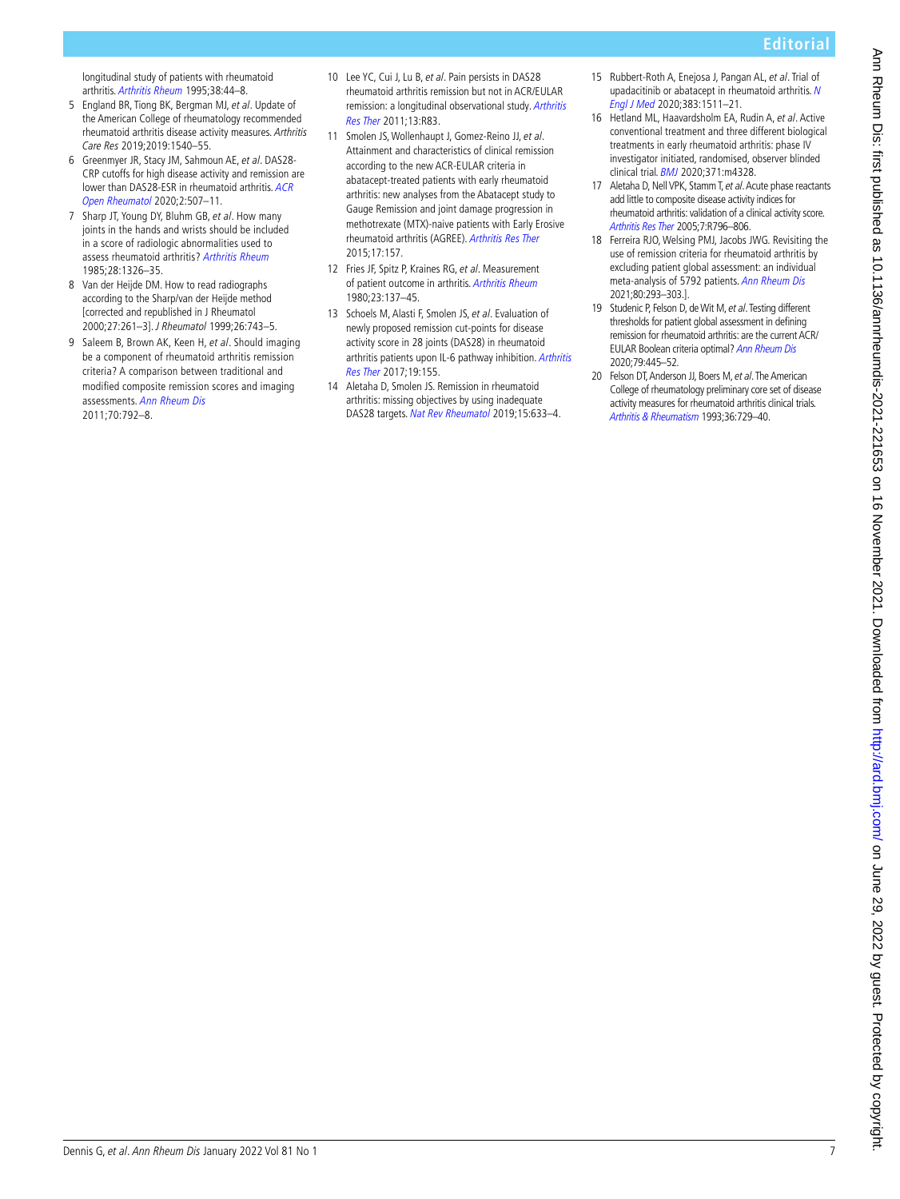longitudinal study of patients with rheumatoid arthritis. *Arthritis Rheum* 1995;38:44–8.

5. England BR, Tiong BK, Bergman MJ, *et al*. Update of the American College of rheumatology recommended rheumatoid arthritis disease activity measures. *Arthritis Care Res* 2019;2019:1540–55.
6. Greenmyer JR, Stacy JM, Sahmoun AE, *et al*. DAS28-CRP cutoffs for high disease activity and remission are lower than DAS28-ESR in rheumatoid arthritis. *ACR Open Rheumatol* 2020;2:507–11.
7. Sharp JT, Young DY, Bluhm GB, *et al*. How many joints in the hands and wrists should be included in a score of radiologic abnormalities used to assess rheumatoid arthritis? *Arthritis Rheum* 1985;28:1326–35.
8. Van der Heijde DM. How to read radiographs according to the Sharp/van der Heijde method [corrected and republished in J Rheumatol 2000;27:261–3]. *J Rheumatol* 1999;26:743–5.
9. Saleem B, Brown AK, Keen H, *et al*. Should imaging be a component of rheumatoid arthritis remission criteria? A comparison between traditional and modified composite remission scores and imaging assessments. *Ann Rheum Dis* 2011;70:792–8.
10. Lee YC, Cui J, Lu B, *et al*. Pain persists in DAS28 rheumatoid arthritis remission but not in ACR/EULAR remission: a longitudinal observational study. *Arthritis Res Ther* 2011;13:R83.
11. Smolen JS, Wollenhaupt J, Gomez-Reino JJ, *et al*. Attainment and characteristics of clinical remission according to the new ACR-EULAR criteria in abatacept-treated patients with early rheumatoid arthritis: new analyses from the Abatacept study to Gauge Remission and joint damage progression in methotrexate (MTX)-naive patients with Early Erosive rheumatoid arthritis (AGREE). *Arthritis Res Ther* 2015;17:157.
12. Fries JF, Spitz P, Kraines RG, *et al*. Measurement of patient outcome in arthritis. *Arthritis Rheum* 1980;23:137–45.
13. Schoels M, Alasti F, Smolen JS, *et al*. Evaluation of newly proposed remission cut-points for disease activity score in 28 joints (DAS28) in rheumatoid arthritis patients upon IL-6 pathway inhibition. *Arthritis Res Ther* 2017;19:155.
14. Aletaha D, Smolen JS. Remission in rheumatoid arthritis: missing objectives by using inadequate DAS28 targets. *Nat Rev Rheumatol* 2019;15:633–4.
15. Rubbert-Roth A, Enejosa J, Pangan AL, *et al*. Trial of upadacitinib or abatacept in rheumatoid arthritis. *N Engl J Med* 2020;383:1511–21.
16. Hetland ML, Haavardsholm EA, Rudin A, *et al*. Active conventional treatment and three different biological treatments in early rheumatoid arthritis: phase IV investigator initiated, randomised, observer blinded clinical trial. *BMJ* 2020;371:m4328.
17. Aletaha D, Nell VPK, Stamm T, *et al*. Acute phase reactants add little to composite disease activity indices for rheumatoid arthritis: validation of a clinical activity score. *Arthritis Res Ther* 2005;7:R796–806.
18. Ferreira RJO, Welsing PMJ, Jacobs JWG. Revisiting the use of remission criteria for rheumatoid arthritis by excluding patient global assessment: an individual meta-analysis of 5792 patients. *Ann Rheum Dis* 2021;80:293–303.].
19. Studenic P, Felson D, de Wit M, *et al*. Testing different thresholds for patient global assessment in defining remission for rheumatoid arthritis: are the current ACR/EULAR Boolean criteria optimal? *Ann Rheum Dis* 2020;79:445–52.
20. Felson DT, Anderson JJ, Boers M, *et al*. The American College of rheumatology preliminary core set of disease activity measures for rheumatoid arthritis clinical trials. *Arthritis & Rheumatism* 1993;36:729–40.